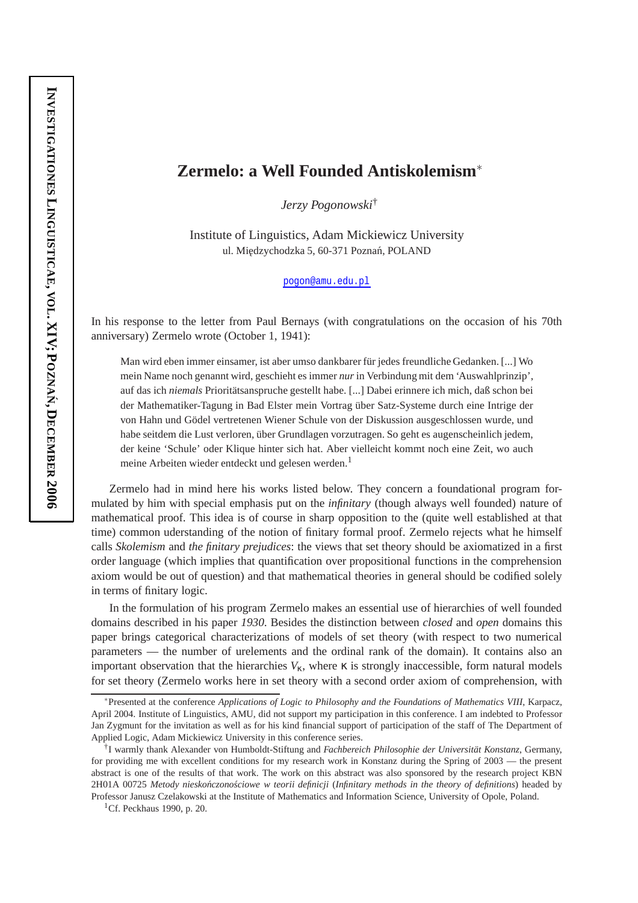# Zermelo: a Well Founded Antiskolemism*

*Jerzy Pogonowski*†

Institute of Linguistics, Adam Mickiewicz University
ul. Międzychodzka 5, 60-371 Poznań, POLAND

pogon@amu.edu.pl

In his response to the letter from Paul Bernays (with congratulations on the occasion of his 70th anniversary) Zermelo wrote (October 1, 1941):

> Man wird eben immer einsamer, ist aber umso dankbarer für jedes freundliche Gedanken. [...] Wo mein Name noch genannt wird, geschieht es immer *nur* in Verbindung mit dem 'Auswahlprinzip', auf das ich *niemals* Prioritätsanspruche gestellt habe. [...] Dabei erinnere ich mich, daß schon bei der Mathematiker-Tagung in Bad Elster mein Vortrag über Satz-Systeme durch eine Intrige der von Hahn und Gödel vertretenen Wiener Schule von der Diskussion ausgeschlossen wurde, und habe seitdem die Lust verloren, über Grundlagen vorzutragen. So geht es augenscheinlich jedem, der keine 'Schule' oder Klique hinter sich hat. Aber vielleicht kommt noch eine Zeit, wo auch meine Arbeiten wieder entdeckt und gelesen werden.[1]

Zermelo had in mind here his works listed below. They concern a foundational program formulated by him with special emphasis put on the *infinitary* (though always well founded) nature of mathematical proof. This idea is of course in sharp opposition to the (quite well established at that time) common uderstanding of the notion of finitary formal proof. Zermelo rejects what he himself calls *Skolemism* and *the finitary prejudices*: the views that set theory should be axiomatized in a first order language (which implies that quantification over propositional functions in the comprehension axiom would be out of question) and that mathematical theories in general should be codified solely in terms of finitary logic.

In the formulation of his program Zermelo makes an essential use of hierarchies of well founded domains described in his paper *1930*. Besides the distinction between *closed* and *open* domains this paper brings categorical characterizations of models of set theory (with respect to two numerical parameters — the number of urelements and the ordinal rank of the domain). It contains also an important observation that the hierarchies $V_\kappa$, where $\kappa$ is strongly inaccessible, form natural models for set theory (Zermelo works here in set theory with a second order axiom of comprehension, with

---

*Presented at the conference *Applications of Logic to Philosophy and the Foundations of Mathematics VIII*, Karpacz, April 2004. Institute of Linguistics, AMU, did not support my participation in this conference. I am indebted to Professor Jan Zygmunt for the invitation as well as for his kind financial support of participation of the staff of The Department of Applied Logic, Adam Mickiewicz University in this conference series.

†I warmly thank Alexander von Humboldt-Stiftung and *Fachbereich Philosophie der Universität Konstanz*, Germany, for providing me with excellent conditions for my research work in Konstanz during the Spring of 2003 — the present abstract is one of the results of that work. The work on this abstract was also sponsored by the research project KBN 2H01A 00725 *Metody nieskończonościowe w teorii definicji* (*Infinitary methods in the theory of definitions*) headed by Professor Janusz Czelakowski at the Institute of Mathematics and Information Science, University of Opole, Poland.

[1] Cf. Peckhaus 1990, p. 20.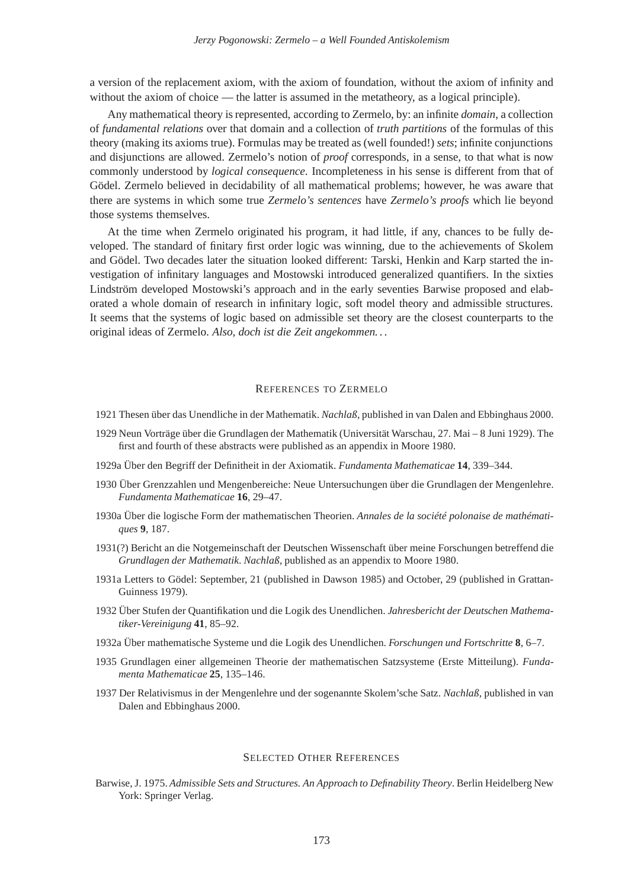a version of the replacement axiom, with the axiom of foundation, without the axiom of infinity and without the axiom of choice — the latter is assumed in the metatheory, as a logical principle).

Any mathematical theory is represented, according to Zermelo, by: an infinite *domain*, a collection of *fundamental relations* over that domain and a collection of *truth partitions* of the formulas of this theory (making its axioms true). Formulas may be treated as (well founded!) *sets*; infinite conjunctions and disjunctions are allowed. Zermelo's notion of *proof* corresponds, in a sense, to that what is now commonly understood by *logical consequence*. Incompleteness in his sense is different from that of Gödel. Zermelo believed in decidability of all mathematical problems; however, he was aware that there are systems in which some true *Zermelo's sentences* have *Zermelo's proofs* which lie beyond those systems themselves.

At the time when Zermelo originated his program, it had little, if any, chances to be fully developed. The standard of finitary first order logic was winning, due to the achievements of Skolem and Gödel. Two decades later the situation looked different: Tarski, Henkin and Karp started the investigation of infinitary languages and Mostowski introduced generalized quantifiers. In the sixties Lindström developed Mostowski's approach and in the early seventies Barwise proposed and elaborated a whole domain of research in infinitary logic, soft model theory and admissible structures. It seems that the systems of logic based on admissible set theory are the closest counterparts to the original ideas of Zermelo. *Also, doch ist die Zeit angekommen. . .*

## References to Zermelo

1921 Thesen über das Unendliche in der Mathematik. *Nachlaß*, published in van Dalen and Ebbinghaus 2000.

1929 Neun Vorträge über die Grundlagen der Mathematik (Universität Warschau, 27. Mai – 8 Juni 1929). The first and fourth of these abstracts were published as an appendix in Moore 1980.

1929a Über den Begriff der Definitheit in der Axiomatik. *Fundamenta Mathematicae* **14**, 339–344.

1930 Über Grenzzahlen und Mengenbereiche: Neue Untersuchungen über die Grundlagen der Mengenlehre. *Fundamenta Mathematicae* **16**, 29–47.

1930a Über die logische Form der mathematischen Theorien. *Annales de la société polonaise de mathématiques* **9**, 187.

1931(?) Bericht an die Notgemeinschaft der Deutschen Wissenschaft über meine Forschungen betreffend die *Grundlagen der Mathematik*. *Nachlaß*, published as an appendix to Moore 1980.

1931a Letters to Gödel: September, 21 (published in Dawson 1985) and October, 29 (published in Grattan-Guinness 1979).

1932 Über Stufen der Quantifikation und die Logik des Unendlichen. *Jahresbericht der Deutschen Mathematiker-Vereinigung* **41**, 85–92.

1932a Über mathematische Systeme und die Logik des Unendlichen. *Forschungen und Fortschritte* **8**, 6–7.

1935 Grundlagen einer allgemeinen Theorie der mathematischen Satzsysteme (Erste Mitteilung). *Fundamenta Mathematicae* **25**, 135–146.

1937 Der Relativismus in der Mengenlehre und der sogenannte Skolem'sche Satz. *Nachlaß*, published in van Dalen and Ebbinghaus 2000.

## Selected Other References

Barwise, J. 1975. *Admissible Sets and Structures. An Approach to Definability Theory*. Berlin Heidelberg New York: Springer Verlag.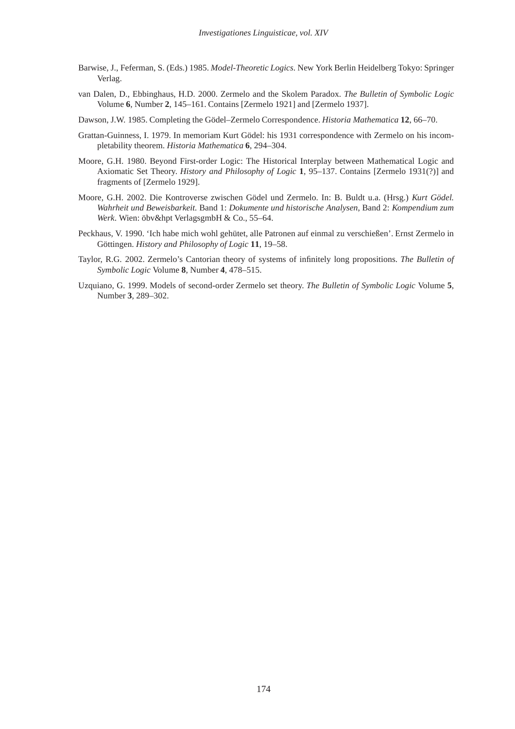Barwise, J., Feferman, S. (Eds.) 1985. *Model-Theoretic Logics*. New York Berlin Heidelberg Tokyo: Springer Verlag.

van Dalen, D., Ebbinghaus, H.D. 2000. Zermelo and the Skolem Paradox. *The Bulletin of Symbolic Logic* Volume **6**, Number **2**, 145–161. Contains [Zermelo 1921] and [Zermelo 1937].

Dawson, J.W. 1985. Completing the Gödel–Zermelo Correspondence. *Historia Mathematica* **12**, 66–70.

Grattan-Guinness, I. 1979. In memoriam Kurt Gödel: his 1931 correspondence with Zermelo on his incompletability theorem. *Historia Mathematica* **6**, 294–304.

Moore, G.H. 1980. Beyond First-order Logic: The Historical Interplay between Mathematical Logic and Axiomatic Set Theory. *History and Philosophy of Logic* **1**, 95–137. Contains [Zermelo 1931(?)] and fragments of [Zermelo 1929].

Moore, G.H. 2002. Die Kontroverse zwischen Gödel und Zermelo. In: B. Buldt u.a. (Hrsg.) *Kurt Gödel. Wahrheit und Beweisbarkeit.* Band 1: *Dokumente und historische Analysen*, Band 2: *Kompendium zum Werk*. Wien: öbv&hpt VerlagsgmbH & Co., 55–64.

Peckhaus, V. 1990. 'Ich habe mich wohl gehütet, alle Patronen auf einmal zu verschießen'. Ernst Zermelo in Göttingen. *History and Philosophy of Logic* **11**, 19–58.

Taylor, R.G. 2002. Zermelo's Cantorian theory of systems of infinitely long propositions. *The Bulletin of Symbolic Logic* Volume **8**, Number **4**, 478–515.

Uzquiano, G. 1999. Models of second-order Zermelo set theory. *The Bulletin of Symbolic Logic* Volume **5**, Number **3**, 289–302.